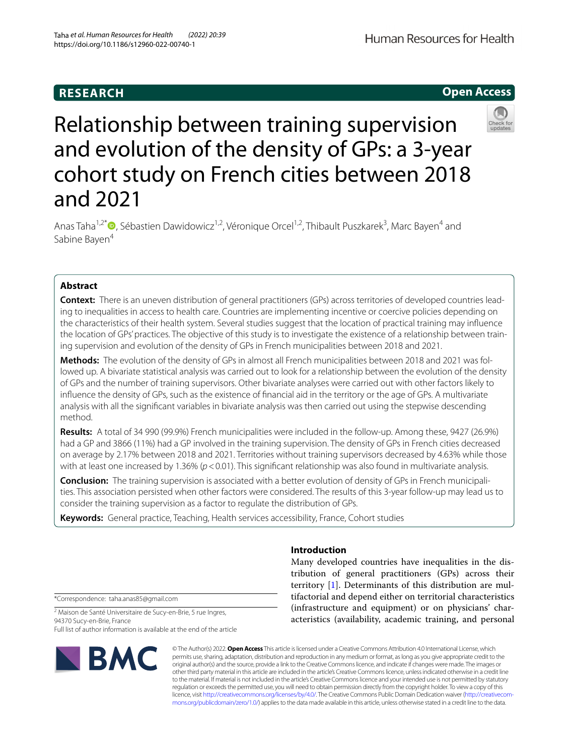RESEARCH

Open Access

# Relationship between training supervision and evolution of the density of GPs: a 3-year cohort study on French cities between 2018 and 2021

Anas Taha[1,2*], Sébastien Dawidowicz[1,2], Véronique Orcel[1,2], Thibault Puszkarek[3], Marc Bayen[4] and Sabine Bayen[4]

## Abstract

**Context:** There is an uneven distribution of general practitioners (GPs) across territories of developed countries leading to inequalities in access to health care. Countries are implementing incentive or coercive policies depending on the characteristics of their health system. Several studies suggest that the location of practical training may influence the location of GPs' practices. The objective of this study is to investigate the existence of a relationship between training supervision and evolution of the density of GPs in French municipalities between 2018 and 2021.

**Methods:** The evolution of the density of GPs in almost all French municipalities between 2018 and 2021 was followed up. A bivariate statistical analysis was carried out to look for a relationship between the evolution of the density of GPs and the number of training supervisors. Other bivariate analyses were carried out with other factors likely to influence the density of GPs, such as the existence of financial aid in the territory or the age of GPs. A multivariate analysis with all the significant variables in bivariate analysis was then carried out using the stepwise descending method.

**Results:** A total of 34 990 (99.9%) French municipalities were included in the follow-up. Among these, 9427 (26.9%) had a GP and 3866 (11%) had a GP involved in the training supervision. The density of GPs in French cities decreased on average by 2.17% between 2018 and 2021. Territories without training supervisors decreased by 4.63% while those with at least one increased by 1.36% ($p<0.01$). This significant relationship was also found in multivariate analysis.

**Conclusion:** The training supervision is associated with a better evolution of density of GPs in French municipalities. This association persisted when other factors were considered. The results of this 3-year follow-up may lead us to consider the training supervision as a factor to regulate the distribution of GPs.

**Keywords:** General practice, Teaching, Health services accessibility, France, Cohort studies

## Introduction

Many developed countries have inequalities in the distribution of general practitioners (GPs) across their territory [1]. Determinants of this distribution are multifactorial and depend either on territorial characteristics (infrastructure and equipment) or on physicians' characteristics (availability, academic training, and personal

*Correspondence: taha.anas85@gmail.com

[2] Maison de Santé Universitaire de Sucy-en-Brie, 5 rue Ingres, 94370 Sucy-en-Brie, France

Full list of author information is available at the end of the article

© The Author(s) 2022. **Open Access** This article is licensed under a Creative Commons Attribution 4.0 International License, which permits use, sharing, adaptation, distribution and reproduction in any medium or format, as long as you give appropriate credit to the original author(s) and the source, provide a link to the Creative Commons licence, and indicate if changes were made. The images or other third party material in this article are included in the article's Creative Commons licence, unless indicated otherwise in a credit line to the material. If material is not included in the article's Creative Commons licence and your intended use is not permitted by statutory regulation or exceeds the permitted use, you will need to obtain permission directly from the copyright holder. To view a copy of this licence, visit http://creativecommons.org/licenses/by/4.0/. The Creative Commons Public Domain Dedication waiver (http://creativecommons.org/publicdomain/zero/1.0/) applies to the data made available in this article, unless otherwise stated in a credit line to the data.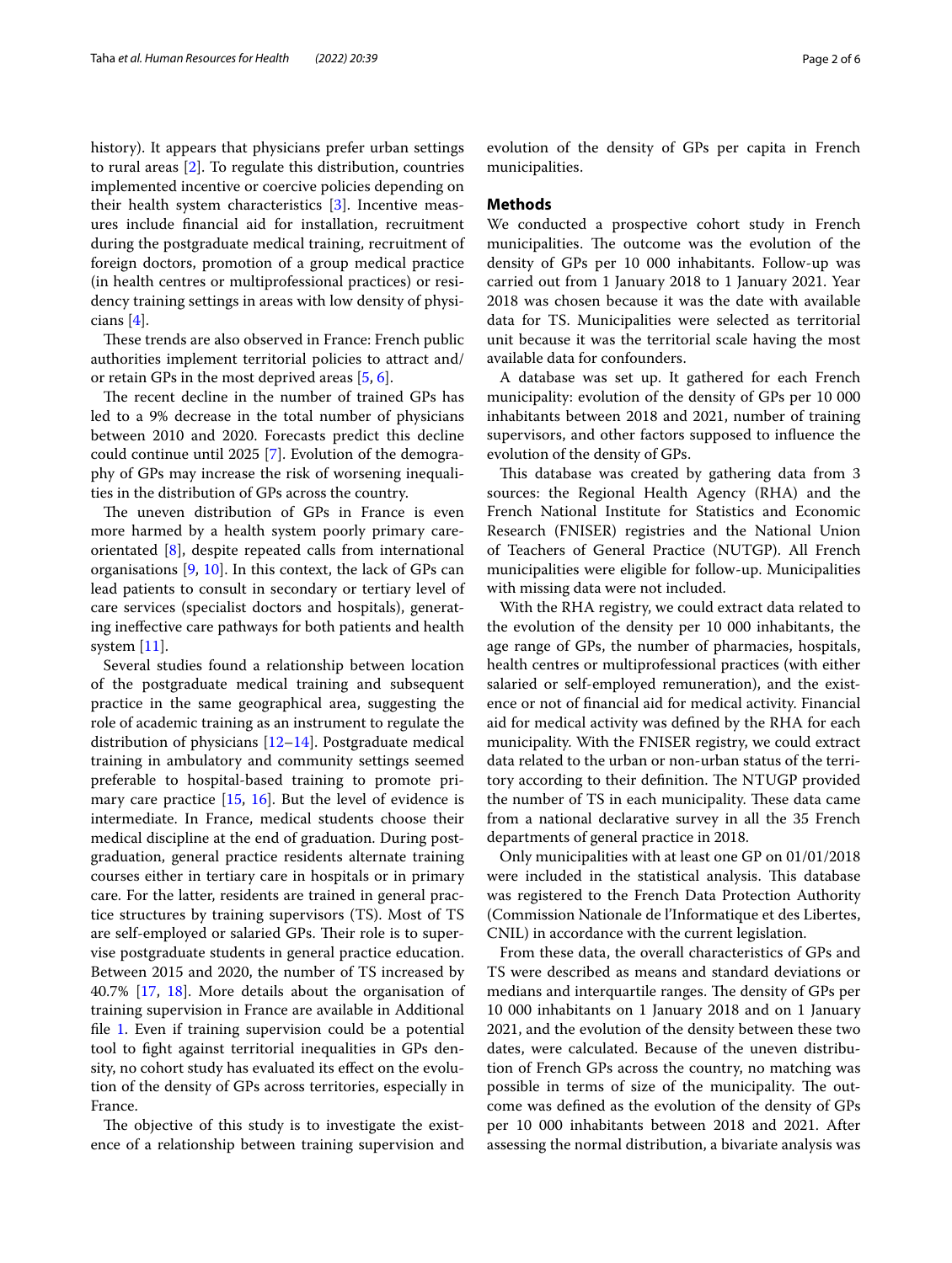history). It appears that physicians prefer urban settings to rural areas [2]. To regulate this distribution, countries implemented incentive or coercive policies depending on their health system characteristics [3]. Incentive measures include financial aid for installation, recruitment during the postgraduate medical training, recruitment of foreign doctors, promotion of a group medical practice (in health centres or multiprofessional practices) or residency training settings in areas with low density of physicians [4].

These trends are also observed in France: French public authorities implement territorial policies to attract and/or retain GPs in the most deprived areas [5, 6].

The recent decline in the number of trained GPs has led to a 9% decrease in the total number of physicians between 2010 and 2020. Forecasts predict this decline could continue until 2025 [7]. Evolution of the demography of GPs may increase the risk of worsening inequalities in the distribution of GPs across the country.

The uneven distribution of GPs in France is even more harmed by a health system poorly primary care-orientated [8], despite repeated calls from international organisations [9, 10]. In this context, the lack of GPs can lead patients to consult in secondary or tertiary level of care services (specialist doctors and hospitals), generating ineffective care pathways for both patients and health system [11].

Several studies found a relationship between location of the postgraduate medical training and subsequent practice in the same geographical area, suggesting the role of academic training as an instrument to regulate the distribution of physicians [12–14]. Postgraduate medical training in ambulatory and community settings seemed preferable to hospital-based training to promote primary care practice [15, 16]. But the level of evidence is intermediate. In France, medical students choose their medical discipline at the end of graduation. During postgraduation, general practice residents alternate training courses either in tertiary care in hospitals or in primary care. For the latter, residents are trained in general practice structures by training supervisors (TS). Most of TS are self-employed or salaried GPs. Their role is to supervise postgraduate students in general practice education. Between 2015 and 2020, the number of TS increased by 40.7% [17, 18]. More details about the organisation of training supervision in France are available in Additional file 1. Even if training supervision could be a potential tool to fight against territorial inequalities in GPs density, no cohort study has evaluated its effect on the evolution of the density of GPs across territories, especially in France.

The objective of this study is to investigate the existence of a relationship between training supervision and evolution of the density of GPs per capita in French municipalities.

## Methods

We conducted a prospective cohort study in French municipalities. The outcome was the evolution of the density of GPs per 10 000 inhabitants. Follow-up was carried out from 1 January 2018 to 1 January 2021. Year 2018 was chosen because it was the date with available data for TS. Municipalities were selected as territorial unit because it was the territorial scale having the most available data for confounders.

A database was set up. It gathered for each French municipality: evolution of the density of GPs per 10 000 inhabitants between 2018 and 2021, number of training supervisors, and other factors supposed to influence the evolution of the density of GPs.

This database was created by gathering data from 3 sources: the Regional Health Agency (RHA) and the French National Institute for Statistics and Economic Research (FNISER) registries and the National Union of Teachers of General Practice (NUTGP). All French municipalities were eligible for follow-up. Municipalities with missing data were not included.

With the RHA registry, we could extract data related to the evolution of the density per 10 000 inhabitants, the age range of GPs, the number of pharmacies, hospitals, health centres or multiprofessional practices (with either salaried or self-employed remuneration), and the existence or not of financial aid for medical activity. Financial aid for medical activity was defined by the RHA for each municipality. With the FNISER registry, we could extract data related to the urban or non-urban status of the territory according to their definition. The NTUGP provided the number of TS in each municipality. These data came from a national declarative survey in all the 35 French departments of general practice in 2018.

Only municipalities with at least one GP on 01/01/2018 were included in the statistical analysis. This database was registered to the French Data Protection Authority (Commission Nationale de l'Informatique et des Libertes, CNIL) in accordance with the current legislation.

From these data, the overall characteristics of GPs and TS were described as means and standard deviations or medians and interquartile ranges. The density of GPs per 10 000 inhabitants on 1 January 2018 and on 1 January 2021, and the evolution of the density between these two dates, were calculated. Because of the uneven distribution of French GPs across the country, no matching was possible in terms of size of the municipality. The outcome was defined as the evolution of the density of GPs per 10 000 inhabitants between 2018 and 2021. After assessing the normal distribution, a bivariate analysis was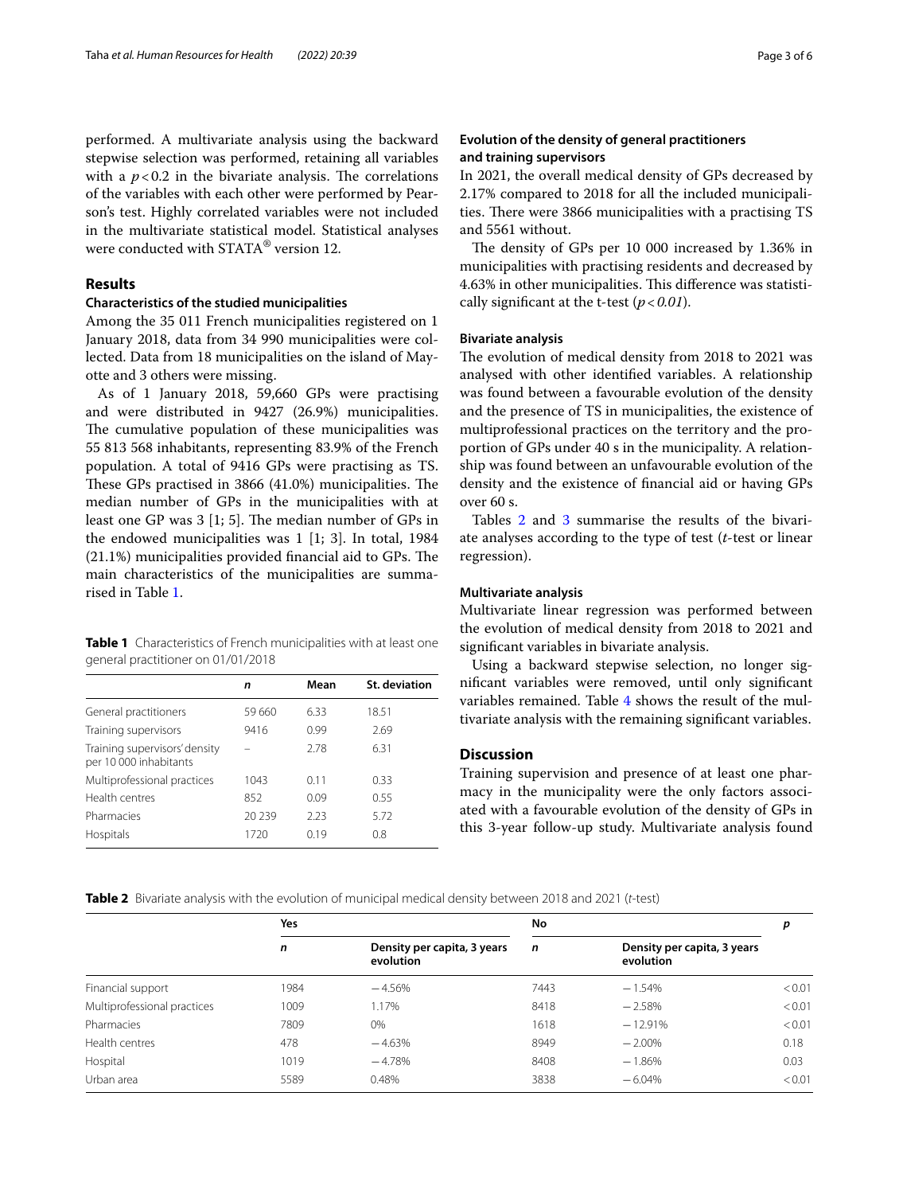performed. A multivariate analysis using the backward stepwise selection was performed, retaining all variables with a $p < 0.2$ in the bivariate analysis. The correlations of the variables with each other were performed by Pearson's test. Highly correlated variables were not included in the multivariate statistical model. Statistical analyses were conducted with STATA® version 12.

## Results

### Characteristics of the studied municipalities

Among the 35 011 French municipalities registered on 1 January 2018, data from 34 990 municipalities were collected. Data from 18 municipalities on the island of Mayotte and 3 others were missing.

As of 1 January 2018, 59,660 GPs were practising and were distributed in 9427 (26.9%) municipalities. The cumulative population of these municipalities was 55 813 568 inhabitants, representing 83.9% of the French population. A total of 9416 GPs were practising as TS. These GPs practised in 3866 (41.0%) municipalities. The median number of GPs in the municipalities with at least one GP was 3 [1; 5]. The median number of GPs in the endowed municipalities was 1 [1; 3]. In total, 1984 (21.1%) municipalities provided financial aid to GPs. The main characteristics of the municipalities are summarised in Table 1.

**Table 1** Characteristics of French municipalities with at least one general practitioner on 01/01/2018

| | n | Mean | St. deviation |
|---|---|---|---|
| General practitioners | 59 660 | 6.33 | 18.51 |
| Training supervisors | 9416 | 0.99 | 2.69 |
| Training supervisors' density per 10 000 inhabitants | – | 2.78 | 6.31 |
| Multiprofessional practices | 1043 | 0.11 | 0.33 |
| Health centres | 852 | 0.09 | 0.55 |
| Pharmacies | 20 239 | 2.23 | 5.72 |
| Hospitals | 1720 | 0.19 | 0.8 |

### Evolution of the density of general practitioners and training supervisors

In 2021, the overall medical density of GPs decreased by 2.17% compared to 2018 for all the included municipalities. There were 3866 municipalities with a practising TS and 5561 without.

The density of GPs per 10 000 increased by 1.36% in municipalities with practising residents and decreased by 4.63% in other municipalities. This difference was statistically significant at the t-test (*$p < 0.01$*).

### Bivariate analysis

The evolution of medical density from 2018 to 2021 was analysed with other identified variables. A relationship was found between a favourable evolution of the density and the presence of TS in municipalities, the existence of multiprofessional practices on the territory and the proportion of GPs under 40 s in the municipality. A relationship was found between an unfavourable evolution of the density and the existence of financial aid or having GPs over 60 s.

Tables 2 and 3 summarise the results of the bivariate analyses according to the type of test (*t*-test or linear regression).

### Multivariate analysis

Multivariate linear regression was performed between the evolution of medical density from 2018 to 2021 and significant variables in bivariate analysis.

Using a backward stepwise selection, no longer significant variables were removed, until only significant variables remained. Table 4 shows the result of the multivariate analysis with the remaining significant variables.

## Discussion

Training supervision and presence of at least one pharmacy in the municipality were the only factors associated with a favourable evolution of the density of GPs in this 3-year follow-up study. Multivariate analysis found

**Table 2** Bivariate analysis with the evolution of municipal medical density between 2018 and 2021 (*t*-test)

| | Yes | | No | | p |
|---|---|---|---|---|---|
| | n | Density per capita, 3 years evolution | n | Density per capita, 3 years evolution | |
| Financial support | 1984 | −4.56% | 7443 | −1.54% | <0.01 |
| Multiprofessional practices | 1009 | 1.17% | 8418 | −2.58% | <0.01 |
| Pharmacies | 7809 | 0% | 1618 | −12.91% | <0.01 |
| Health centres | 478 | −4.63% | 8949 | −2.00% | 0.18 |
| Hospital | 1019 | −4.78% | 8408 | −1.86% | 0.03 |
| Urban area | 5589 | 0.48% | 3838 | −6.04% | <0.01 |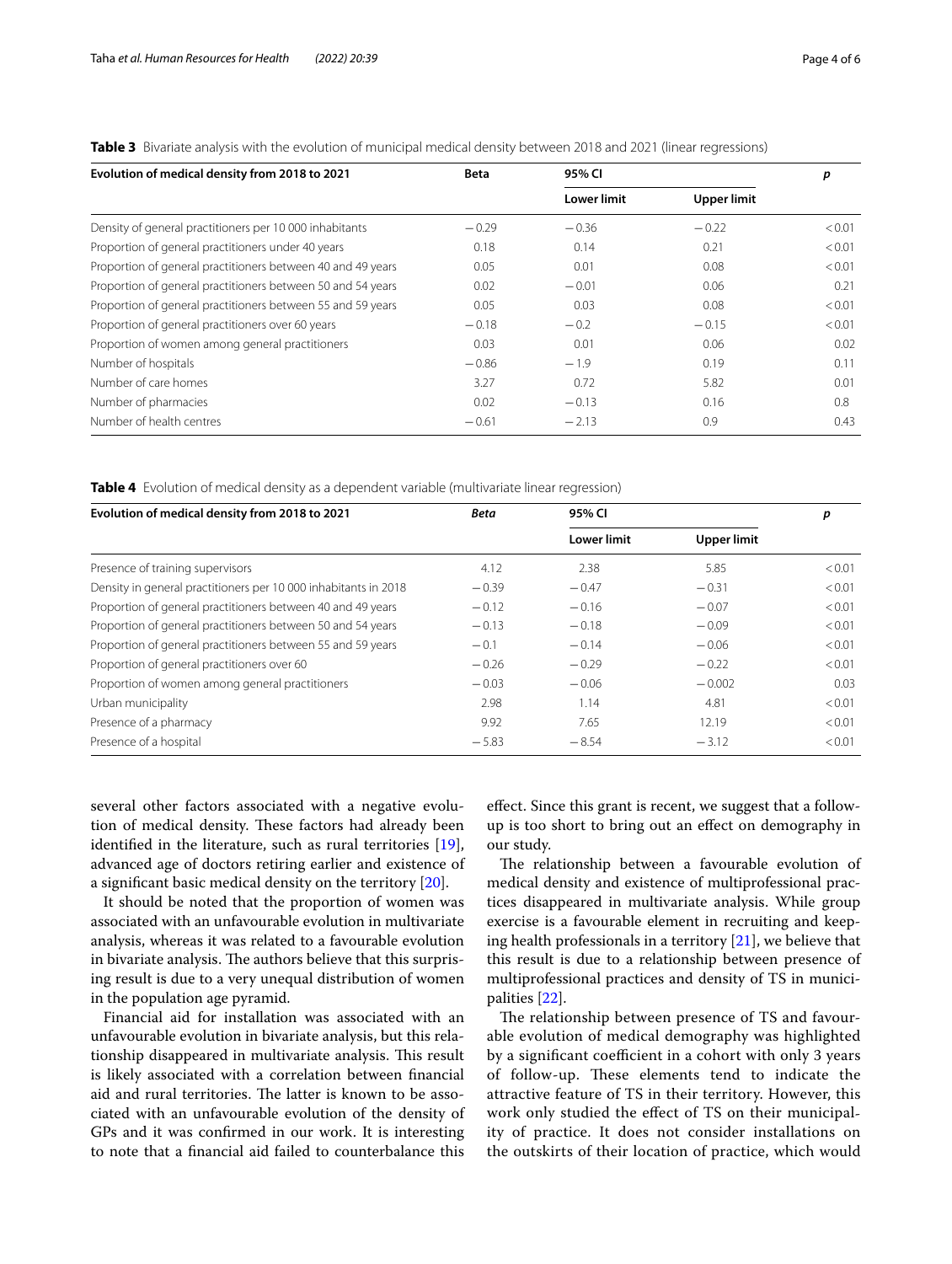**Table 3** Bivariate analysis with the evolution of municipal medical density between 2018 and 2021 (linear regressions)

| Evolution of medical density from 2018 to 2021 | Beta | 95% CI | | p |
|---|---|---|---|---|
| | | Lower limit | Upper limit | |
| Density of general practitioners per 10 000 inhabitants | −0.29 | −0.36 | −0.22 | < 0.01 |
| Proportion of general practitioners under 40 years | 0.18 | 0.14 | 0.21 | < 0.01 |
| Proportion of general practitioners between 40 and 49 years | 0.05 | 0.01 | 0.08 | < 0.01 |
| Proportion of general practitioners between 50 and 54 years | 0.02 | −0.01 | 0.06 | 0.21 |
| Proportion of general practitioners between 55 and 59 years | 0.05 | 0.03 | 0.08 | < 0.01 |
| Proportion of general practitioners over 60 years | −0.18 | −0.2 | −0.15 | < 0.01 |
| Proportion of women among general practitioners | 0.03 | 0.01 | 0.06 | 0.02 |
| Number of hospitals | −0.86 | −1.9 | 0.19 | 0.11 |
| Number of care homes | 3.27 | 0.72 | 5.82 | 0.01 |
| Number of pharmacies | 0.02 | −0.13 | 0.16 | 0.8 |
| Number of health centres | −0.61 | −2.13 | 0.9 | 0.43 |

**Table 4** Evolution of medical density as a dependent variable (multivariate linear regression)

| Evolution of medical density from 2018 to 2021 | *Beta* | 95% CI | | p |
|---|---|---|---|---|
| | | Lower limit | Upper limit | |
| Presence of training supervisors | 4.12 | 2.38 | 5.85 | < 0.01 |
| Density in general practitioners per 10 000 inhabitants in 2018 | −0.39 | −0.47 | −0.31 | < 0.01 |
| Proportion of general practitioners between 40 and 49 years | −0.12 | −0.16 | −0.07 | < 0.01 |
| Proportion of general practitioners between 50 and 54 years | −0.13 | −0.18 | −0.09 | < 0.01 |
| Proportion of general practitioners between 55 and 59 years | −0.1 | −0.14 | −0.06 | < 0.01 |
| Proportion of general practitioners over 60 years | −0.26 | −0.29 | −0.22 | < 0.01 |
| Proportion of women among general practitioners | −0.03 | −0.06 | −0.002 | 0.03 |
| Urban municipality | 2.98 | 1.14 | 4.81 | < 0.01 |
| Presence of a pharmacy | 9.92 | 7.65 | 12.19 | < 0.01 |
| Presence of a hospital | −5.83 | −8.54 | −3.12 | < 0.01 |

several other factors associated with a negative evolution of medical density. These factors had already been identified in the literature, such as rural territories [19], advanced age of doctors retiring earlier and existence of a significant basic medical density on the territory [20].

It should be noted that the proportion of women was associated with an unfavourable evolution in multivariate analysis, whereas it was related to a favourable evolution in bivariate analysis. The authors believe that this surprising result is due to a very unequal distribution of women in the population age pyramid.

Financial aid for installation was associated with an unfavourable evolution in bivariate analysis, but this relationship disappeared in multivariate analysis. This result is likely associated with a correlation between financial aid and rural territories. The latter is known to be associated with an unfavourable evolution of the density of GPs and it was confirmed in our work. It is interesting to note that a financial aid failed to counterbalance this effect. Since this grant is recent, we suggest that a follow-up is too short to bring out an effect on demography in our study.

The relationship between a favourable evolution of medical density and existence of multiprofessional practices disappeared in multivariate analysis. While group exercise is a favourable element in recruiting and keeping health professionals in a territory [21], we believe that this result is due to a relationship between presence of multiprofessional practices and density of TS in municipalities [22].

The relationship between presence of TS and favourable evolution of medical demography was highlighted by a significant coefficient in a cohort with only 3 years of follow-up. These elements tend to indicate the attractive feature of TS in their territory. However, this work only studied the effect of TS on their municipality of practice. It does not consider installations on the outskirts of their location of practice, which would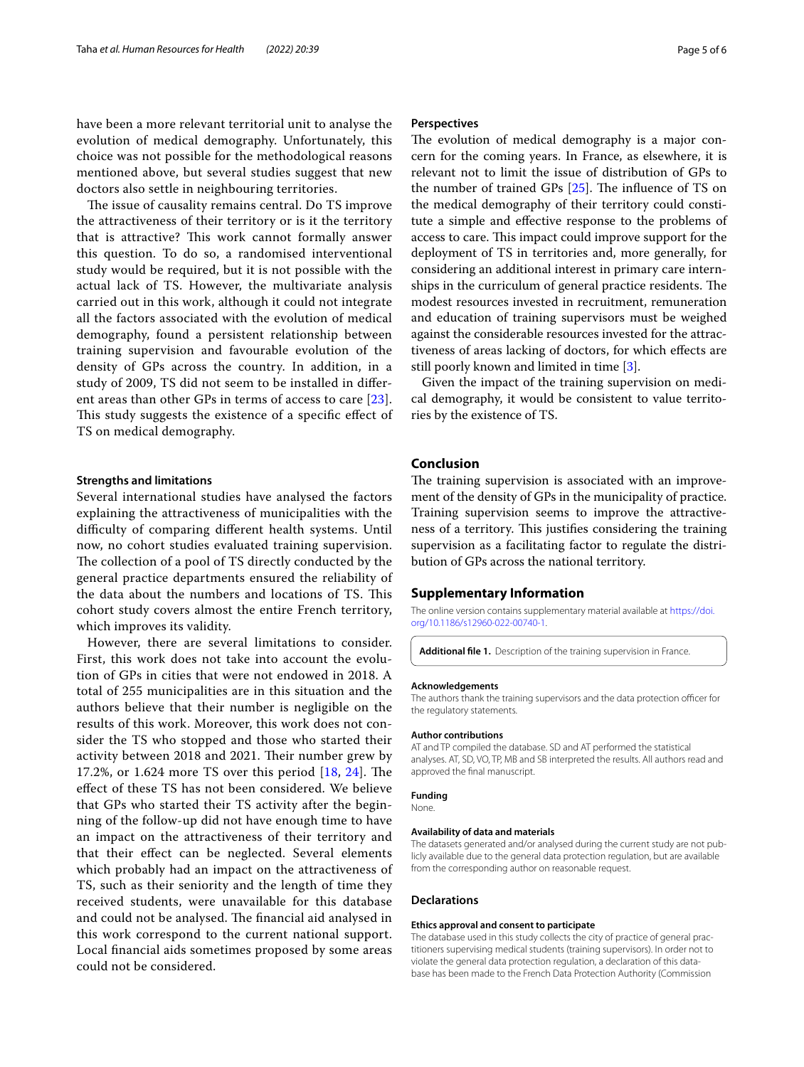have been a more relevant territorial unit to analyse the evolution of medical demography. Unfortunately, this choice was not possible for the methodological reasons mentioned above, but several studies suggest that new doctors also settle in neighbouring territories.

The issue of causality remains central. Do TS improve the attractiveness of their territory or is it the territory that is attractive? This work cannot formally answer this question. To do so, a randomised interventional study would be required, but it is not possible with the actual lack of TS. However, the multivariate analysis carried out in this work, although it could not integrate all the factors associated with the evolution of medical demography, found a persistent relationship between training supervision and favourable evolution of the density of GPs across the country. In addition, in a study of 2009, TS did not seem to be installed in different areas than other GPs in terms of access to care [23]. This study suggests the existence of a specific effect of TS on medical demography.

### Strengths and limitations

Several international studies have analysed the factors explaining the attractiveness of municipalities with the difficulty of comparing different health systems. Until now, no cohort studies evaluated training supervision. The collection of a pool of TS directly conducted by the general practice departments ensured the reliability of the data about the numbers and locations of TS. This cohort study covers almost the entire French territory, which improves its validity.

However, there are several limitations to consider. First, this work does not take into account the evolution of GPs in cities that were not endowed in 2018. A total of 255 municipalities are in this situation and the authors believe that their number is negligible on the results of this work. Moreover, this work does not consider the TS who stopped and those who started their activity between 2018 and 2021. Their number grew by 17.2%, or 1.624 more TS over this period [18, 24]. The effect of these TS has not been considered. We believe that GPs who started their TS activity after the beginning of the follow-up did not have enough time to have an impact on the attractiveness of their territory and that their effect can be neglected. Several elements which probably had an impact on the attractiveness of TS, such as their seniority and the length of time they received students, were unavailable for this database and could not be analysed. The financial aid analysed in this work correspond to the current national support. Local financial aids sometimes proposed by some areas could not be considered.

### Perspectives

The evolution of medical demography is a major concern for the coming years. In France, as elsewhere, it is relevant not to limit the issue of distribution of GPs to the number of trained GPs [25]. The influence of TS on the medical demography of their territory could constitute a simple and effective response to the problems of access to care. This impact could improve support for the deployment of TS in territories and, more generally, for considering an additional interest in primary care internships in the curriculum of general practice residents. The modest resources invested in recruitment, remuneration and education of training supervisors must be weighed against the considerable resources invested for the attractiveness of areas lacking of doctors, for which effects are still poorly known and limited in time [3].

Given the impact of the training supervision on medical demography, it would be consistent to value territories by the existence of TS.

## Conclusion

The training supervision is associated with an improvement of the density of GPs in the municipality of practice. Training supervision seems to improve the attractiveness of a territory. This justifies considering the training supervision as a facilitating factor to regulate the distribution of GPs across the national territory.

## Supplementary Information

The online version contains supplementary material available at https://doi.org/10.1186/s12960-022-00740-1.

**Additional file 1.** Description of the training supervision in France.

#### Acknowledgements

The authors thank the training supervisors and the data protection officer for the regulatory statements.

#### Author contributions

AT and TP compiled the database. SD and AT performed the statistical analyses. AT, SD, VO, TP, MB and SB interpreted the results. All authors read and approved the final manuscript.

#### Funding

None.

#### Availability of data and materials

The datasets generated and/or analysed during the current study are not publicly available due to the general data protection regulation, but are available from the corresponding author on reasonable request.

## Declarations

#### Ethics approval and consent to participate

The database used in this study collects the city of practice of general practitioners supervising medical students (training supervisors). In order not to violate the general data protection regulation, a declaration of this database has been made to the French Data Protection Authority (Commission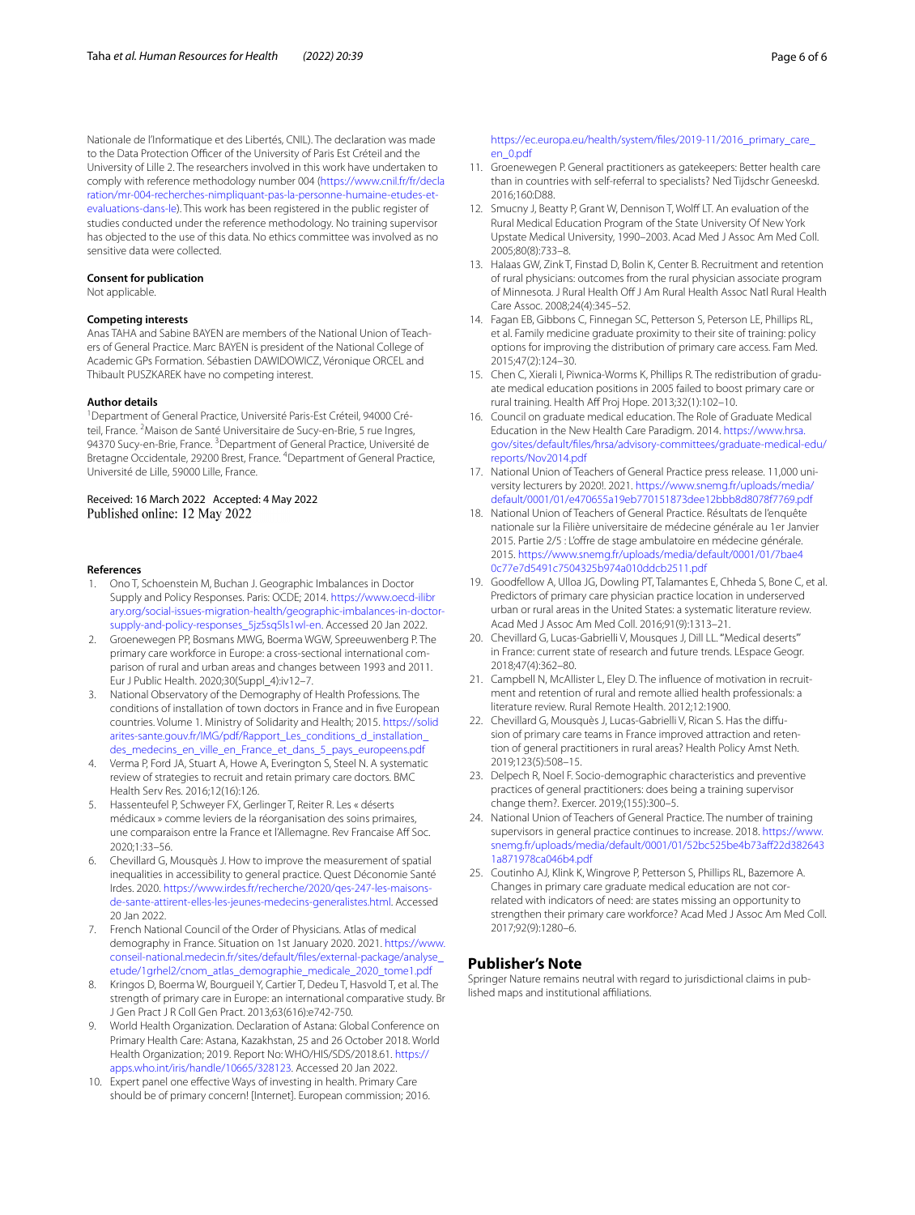Nationale de l'Informatique et des Libertés, CNIL). The declaration was made to the Data Protection Officer of the University of Paris Est Créteil and the University of Lille 2. The researchers involved in this work have undertaken to comply with reference methodology number 004 (https://www.cnil.fr/fr/declaration/mr-004-recherches-nimpliquant-pas-la-personne-humaine-etudes-et-evaluations-dans-le). This work has been registered in the public register of studies conducted under the reference methodology. No training supervisor has objected to the use of this data. No ethics committee was involved as no sensitive data were collected.

### Consent for publication

Not applicable.

### Competing interests

Anas TAHA and Sabine BAYEN are members of the National Union of Teachers of General Practice. Marc BAYEN is president of the National College of Academic GPs Formation. Sébastien DAWIDOWICZ, Véronique ORCEL and Thibault PUSZKAREK have no competing interest.

### Author details

[1]Department of General Practice, Université Paris-Est Créteil, 94000 Créteil, France. [2]Maison de Santé Universitaire de Sucy-en-Brie, 5 rue Ingres, 94370 Sucy-en-Brie, France. [3]Department of General Practice, Université de Bretagne Occidentale, 29200 Brest, France. [4]Department of General Practice, Université de Lille, 59000 Lille, France.

Received: 16 March 2022 Accepted: 4 May 2022
Published online: 12 May 2022

### References

1. Ono T, Schoenstein M, Buchan J. Geographic Imbalances in Doctor Supply and Policy Responses. Paris: OCDE; 2014. https://www.oecd-ilibrary.org/social-issues-migration-health/geographic-imbalances-in-doctor-supply-and-policy-responses_5jz5sq5ls1wl-en. Accessed 20 Jan 2022.
2. Groenewegen PP, Bosmans MWG, Boerma WGW, Spreeuwenberg P. The primary care workforce in Europe: a cross-sectional international comparison of rural and urban areas and changes between 1993 and 2011. Eur J Public Health. 2020;30(Suppl_4):iv12–7.
3. National Observatory of the Demography of Health Professions. The conditions of installation of town doctors in France and in five European countries. Volume 1. Ministry of Solidarity and Health; 2015. https://solidarites-sante.gouv.fr/IMG/pdf/Rapport_Les_conditions_d_installation_des_medecins_en_ville_en_France_et_dans_5_pays_europeens.pdf
4. Verma P, Ford JA, Stuart A, Howe A, Everington S, Steel N. A systematic review of strategies to recruit and retain primary care doctors. BMC Health Serv Res. 2016;12(16):126.
5. Hassenteufel P, Schweyer FX, Gerlinger T, Reiter R. Les « déserts médicaux » comme leviers de la réorganisation des soins primaires, une comparaison entre la France et l'Allemagne. Rev Francaise Aff Soc. 2020;1:33–56.
6. Chevillard G, Mousquès J. How to improve the measurement of spatial inequalities in accessibility to general practice. Quest Déconomie Santé Irdes. 2020. https://www.irdes.fr/recherche/2020/qes-247-les-maisons-de-sante-attirent-elles-les-jeunes-medecins-generalistes.html. Accessed 20 Jan 2022.
7. French National Council of the Order of Physicians. Atlas of medical demography in France. Situation on 1st January 2020. 2021. https://www.conseil-national.medecin.fr/sites/default/files/external-package/analyse_etude/1grhel2/cnom_atlas_demographie_medicale_2020_tome1.pdf
8. Kringos D, Boerma W, Bourgueil Y, Cartier T, Dedeu T, Hasvold T, et al. The strength of primary care in Europe: an international comparative study. Br J Gen Pract J R Coll Gen Pract. 2013;63(616):e742-750.
9. World Health Organization. Declaration of Astana: Global Conference on Primary Health Care: Astana, Kazakhstan, 25 and 26 October 2018. World Health Organization; 2019. Report No: WHO/HIS/SDS/2018.61. https://apps.who.int/iris/handle/10665/328123. Accessed 20 Jan 2022.
10. Expert panel one effective Ways of investing in health. Primary Care should be of primary concern! [Internet]. European commission; 2016. https://ec.europa.eu/health/system/files/2019-11/2016_primary_care_en_0.pdf
11. Groenewegen P. General practitioners as gatekeepers: Better health care than in countries with self-referral to specialists? Ned Tijdschr Geneeskd. 2016;160:D88.
12. Smucny J, Beatty P, Grant W, Dennison T, Wolff LT. An evaluation of the Rural Medical Education Program of the State University Of New York Upstate Medical University, 1990–2003. Acad Med J Assoc Am Med Coll. 2005;80(8):733–8.
13. Halaas GW, Zink T, Finstad D, Bolin K, Center B. Recruitment and retention of rural physicians: outcomes from the rural physician associate program of Minnesota. J Rural Health Off J Am Rural Health Assoc Natl Rural Health Care Assoc. 2008;24(4):345–52.
14. Fagan EB, Gibbons C, Finnegan SC, Petterson S, Peterson LE, Phillips RL, et al. Family medicine graduate proximity to their site of training: policy options for improving the distribution of primary care access. Fam Med. 2015;47(2):124–30.
15. Chen C, Xierali I, Piwnica-Worms K, Phillips R. The redistribution of graduate medical education positions in 2005 failed to boost primary care or rural training. Health Aff Proj Hope. 2013;32(1):102–10.
16. Council on graduate medical education. The Role of Graduate Medical Education in the New Health Care Paradigm. 2014. https://www.hrsa.gov/sites/default/files/hrsa/advisory-committees/graduate-medical-edu/reports/Nov2014.pdf
17. National Union of Teachers of General Practice press release. 11,000 university lecturers by 2020!. 2021. https://www.snemg.fr/uploads/media/default/0001/01/e470655a19eb770151873dee12bbb8d8078f7769.pdf
18. National Union of Teachers of General Practice. Résultats de l'enquête nationale sur la Filière universitaire de médecine générale au 1er Janvier 2015. Partie 2/5 : L'offre de stage ambulatoire en médecine générale. 2015. https://www.snemg.fr/uploads/media/default/0001/01/7bae40c77e7d5491c7504325b974a010ddcb2511.pdf
19. Goodfellow A, Ulloa JG, Dowling PT, Talamantes E, Chheda S, Bone C, et al. Predictors of primary care physician practice location in underserved urban or rural areas in the United States: a systematic literature review. Acad Med J Assoc Am Med Coll. 2016;91(9):1313–21.
20. Chevillard G, Lucas-Gabrielli V, Mousques J, Dill LL. "Medical deserts" in France: current state of research and future trends. LEspace Geogr. 2018;47(4):362–80.
21. Campbell N, McAllister L, Eley D. The influence of motivation in recruitment and retention of rural and remote allied health professionals: a literature review. Rural Remote Health. 2012;12:1900.
22. Chevillard G, Mousquès J, Lucas-Gabrielli V, Rican S. Has the diffusion of primary care teams in France improved attraction and retention of general practitioners in rural areas? Health Policy Amst Neth. 2019;123(5):508–15.
23. Delpech R, Noel F. Socio-demographic characteristics and preventive practices of general practitioners: does being a training supervisor change them?. Exercer. 2019;(155):300–5.
24. National Union of Teachers of General Practice. The number of training supervisors in general practice continues to increase. 2018. https://www.snemg.fr/uploads/media/default/0001/01/52bc525be4b73aff22d3826431a871978ca046b4.pdf
25. Coutinho AJ, Klink K, Wingrove P, Petterson S, Phillips RL, Bazemore A. Changes in primary care graduate medical education are not correlated with indicators of need: are states missing an opportunity to strengthen their primary care workforce? Acad Med J Assoc Am Med Coll. 2017;92(9):1280–6.

## Publisher's Note

Springer Nature remains neutral with regard to jurisdictional claims in published maps and institutional affiliations.